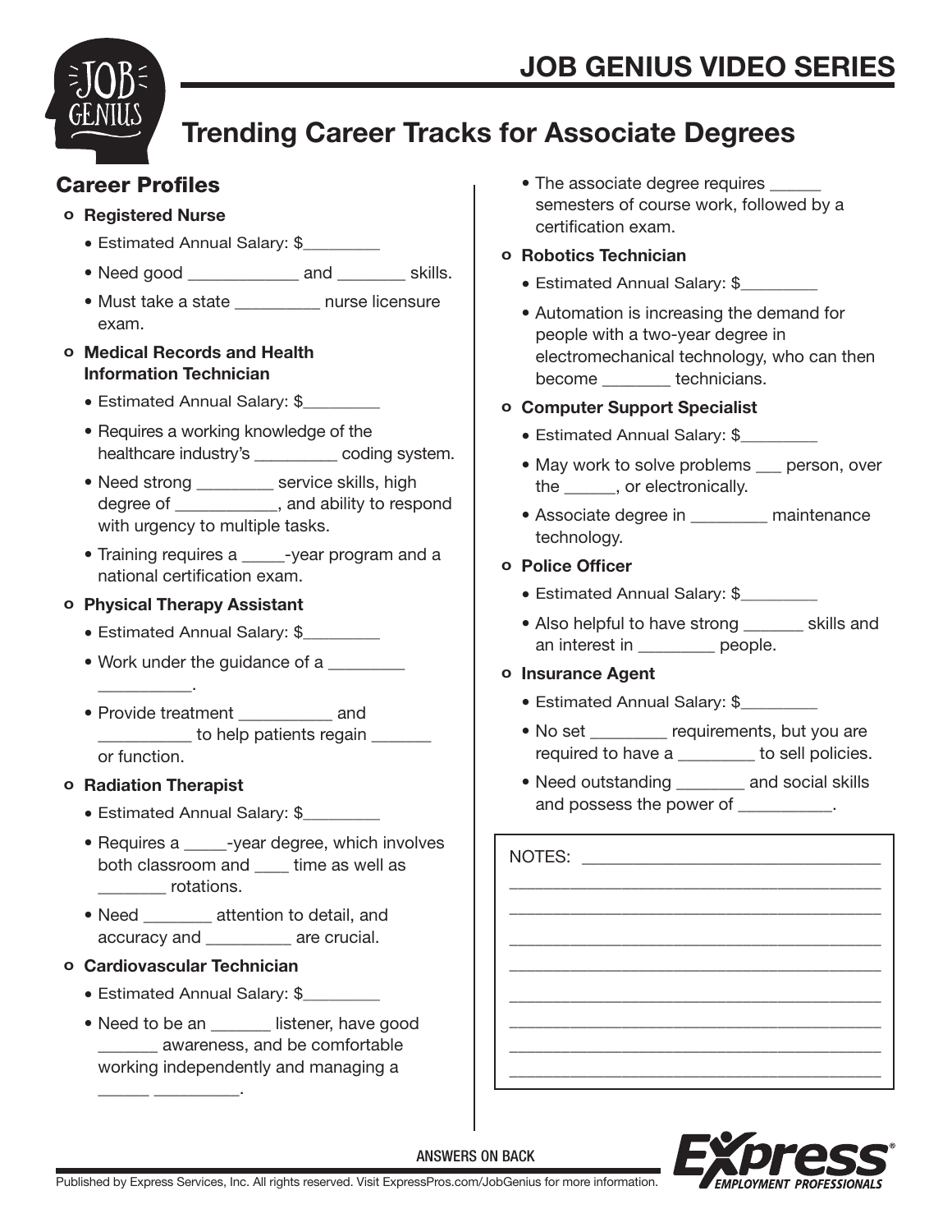# JOB GENIUS VIDEO SERIES

## Trending Career Tracks for Associate Degrees

### Career Profiles

- **Registered Nurse**
  - Estimated Annual Salary: $_________
  - Need good _____________ and ________ skills.
  - Must take a state __________ nurse licensure exam.
- **Medical Records and Health Information Technician**
  - Estimated Annual Salary: $_________
  - Requires a working knowledge of the healthcare industry's __________ coding system.
  - Need strong _________ service skills, high degree of ____________, and ability to respond with urgency to multiple tasks.
  - Training requires a _____-year program and a national certification exam.
- **Physical Therapy Assistant**
  - Estimated Annual Salary: $_________
  - Work under the guidance of a _________ ___________.
  - Provide treatment ___________ and ___________ to help patients regain _______ or function.
- **Radiation Therapist**
  - Estimated Annual Salary: $_________
  - Requires a _____-year degree, which involves both classroom and ____ time as well as ________ rotations.
  - Need ________ attention to detail, and accuracy and __________ are crucial.
- **Cardiovascular Technician**
  - Estimated Annual Salary: $_________
  - Need to be an _______ listener, have good _______ awareness, and be comfortable working independently and managing a ______ __________.
  - The associate degree requires ______ semesters of course work, followed by a certification exam.
- **Robotics Technician**
  - Estimated Annual Salary: $_________
  - Automation is increasing the demand for people with a two-year degree in electromechanical technology, who can then become ________ technicians.
- **Computer Support Specialist**
  - Estimated Annual Salary: $_________
  - May work to solve problems ___ person, over the ______, or electronically.
  - Associate degree in _________ maintenance technology.
- **Police Officer**
  - Estimated Annual Salary: $_________
  - Also helpful to have strong _______ skills and an interest in _________ people.
- **Insurance Agent**
  - Estimated Annual Salary: $_________
  - No set _________ requirements, but you are required to have a _________ to sell policies.
  - Need outstanding ________ and social skills and possess the power of ___________.

NOTES: ___________________________________

___________________________________________

___________________________________________

___________________________________________

___________________________________________

___________________________________________

___________________________________________

___________________________________________

___________________________________________

ANSWERS ON BACK

Published by Express Services, Inc. All rights reserved. Visit ExpressPros.com/JobGenius for more information.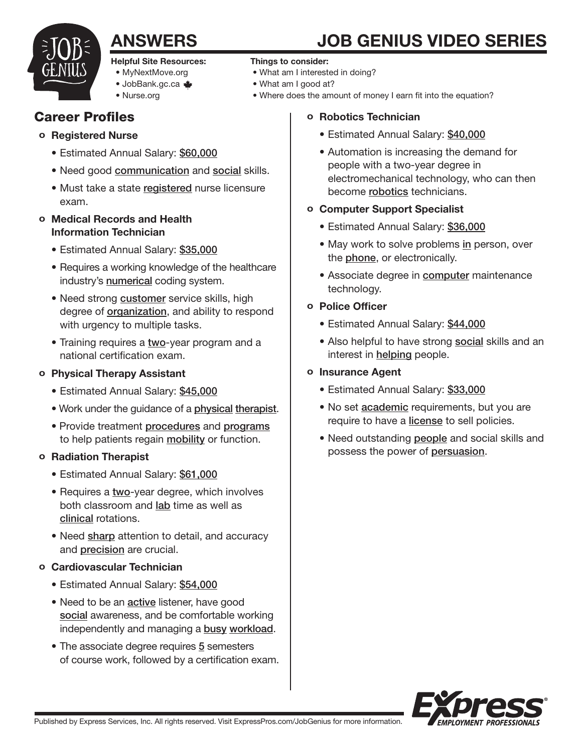# ANSWERS

# JOB GENIUS VIDEO SERIES

**Helpful Site Resources:**
- MyNextMove.org
- JobBank.gc.ca
- Nurse.org

**Things to consider:**
- What am I interested in doing?
- What am I good at?
- Where does the amount of money I earn fit into the equation?

## Career Profiles

- **Registered Nurse**
  - Estimated Annual Salary: $60,000
  - Need good communication and social skills.
  - Must take a state registered nurse licensure exam.
- **Medical Records and Health Information Technician**
  - Estimated Annual Salary: $35,000
  - Requires a working knowledge of the healthcare industry's numerical coding system.
  - Need strong customer service skills, high degree of organization, and ability to respond with urgency to multiple tasks.
  - Training requires a two-year program and a national certification exam.
- **Physical Therapy Assistant**
  - Estimated Annual Salary: $45,000
  - Work under the guidance of a physical therapist.
  - Provide treatment procedures and programs to help patients regain mobility or function.
- **Radiation Therapist**
  - Estimated Annual Salary: $61,000
  - Requires a two-year degree, which involves both classroom and lab time as well as clinical rotations.
  - Need sharp attention to detail, and accuracy and precision are crucial.
- **Cardiovascular Technician**
  - Estimated Annual Salary: $54,000
  - Need to be an active listener, have good social awareness, and be comfortable working independently and managing a busy workload.
  - The associate degree requires 5 semesters of course work, followed by a certification exam.
- **Robotics Technician**
  - Estimated Annual Salary: $40,000
  - Automation is increasing the demand for people with a two-year degree in electromechanical technology, who can then become robotics technicians.
- **Computer Support Specialist**
  - Estimated Annual Salary: $36,000
  - May work to solve problems in person, over the phone, or electronically.
  - Associate degree in computer maintenance technology.
- **Police Officer**
  - Estimated Annual Salary: $44,000
  - Also helpful to have strong social skills and an interest in helping people.
- **Insurance Agent**
  - Estimated Annual Salary: $33,000
  - No set academic requirements, but you are require to have a license to sell policies.
  - Need outstanding people and social skills and possess the power of persuasion.

Published by Express Services, Inc. All rights reserved. Visit ExpressPros.com/JobGenius for more information.